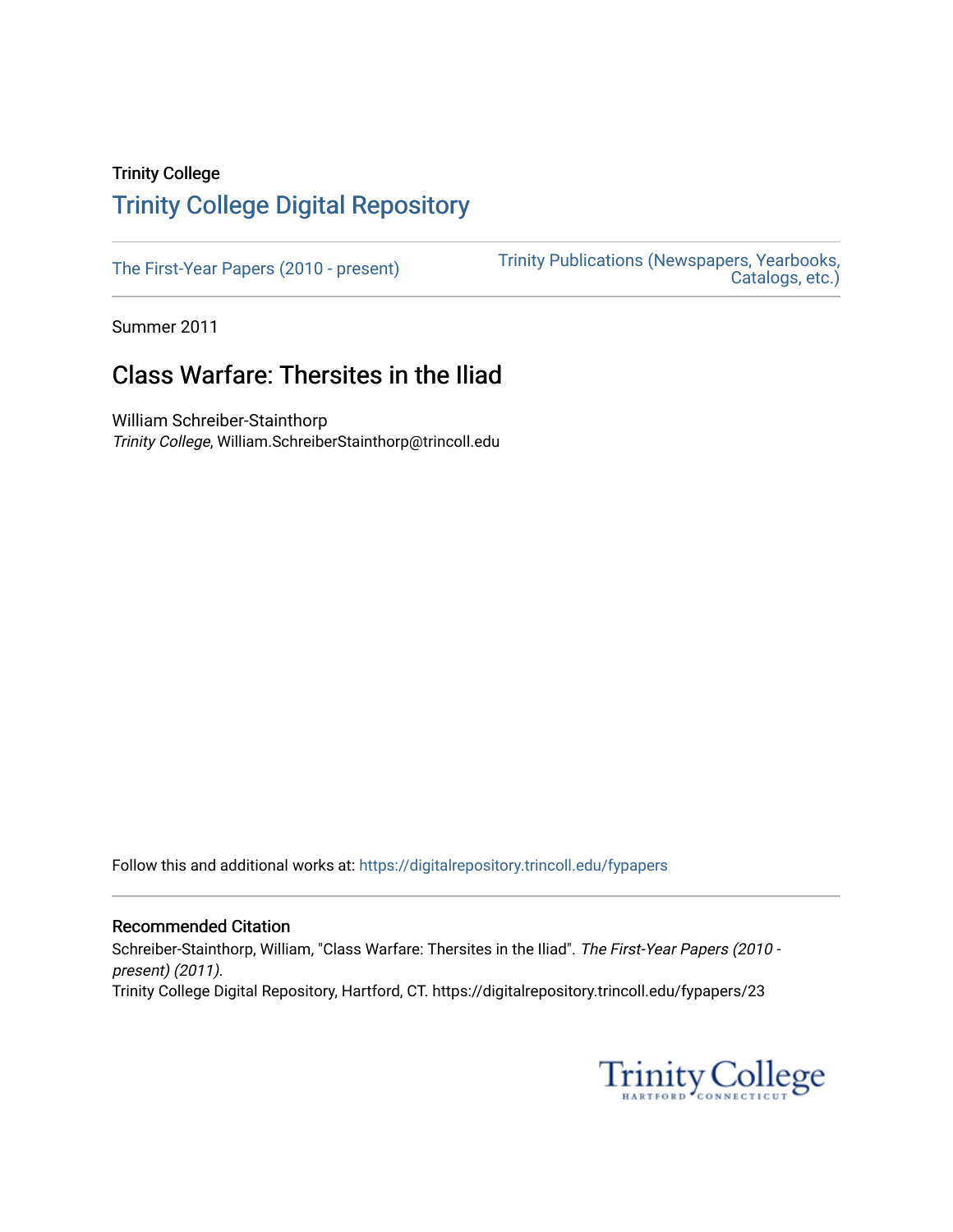Trinity College

# Trinity College Digital Repository

The First-Year Papers (2010 - present)

Trinity Publications (Newspapers, Yearbooks, Catalogs, etc.)

Summer 2011

## Class Warfare: Thersites in the Iliad

William Schreiber-Stainthorp
*Trinity College*, William.SchreiberStainthorp@trincoll.edu

Follow this and additional works at: https://digitalrepository.trincoll.edu/fypapers

### Recommended Citation

Schreiber-Stainthorp, William, "Class Warfare: Thersites in the Iliad". *The First-Year Papers (2010 - present) (2011).*
Trinity College Digital Repository, Hartford, CT. https://digitalrepository.trincoll.edu/fypapers/23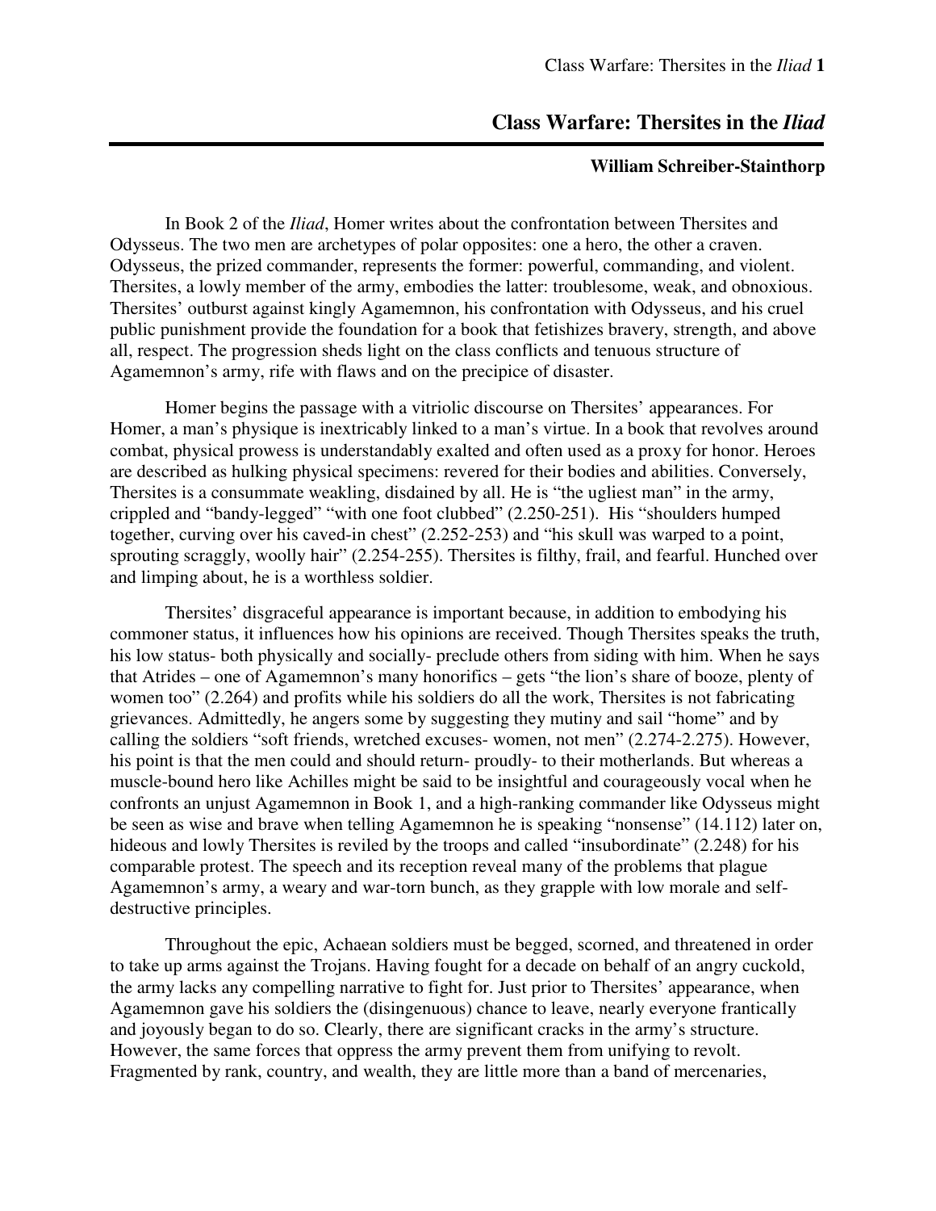# Class Warfare: Thersites in the *Iliad*

**William Schreiber-Stainthorp**

In Book 2 of the *Iliad*, Homer writes about the confrontation between Thersites and Odysseus. The two men are archetypes of polar opposites: one a hero, the other a craven. Odysseus, the prized commander, represents the former: powerful, commanding, and violent. Thersites, a lowly member of the army, embodies the latter: troublesome, weak, and obnoxious. Thersites' outburst against kingly Agamemnon, his confrontation with Odysseus, and his cruel public punishment provide the foundation for a book that fetishizes bravery, strength, and above all, respect. The progression sheds light on the class conflicts and tenuous structure of Agamemnon's army, rife with flaws and on the precipice of disaster.

Homer begins the passage with a vitriolic discourse on Thersites' appearances. For Homer, a man's physique is inextricably linked to a man's virtue. In a book that revolves around combat, physical prowess is understandably exalted and often used as a proxy for honor. Heroes are described as hulking physical specimens: revered for their bodies and abilities. Conversely, Thersites is a consummate weakling, disdained by all. He is "the ugliest man" in the army, crippled and "bandy-legged" "with one foot clubbed" (2.250-251). His "shoulders humped together, curving over his caved-in chest" (2.252-253) and "his skull was warped to a point, sprouting scraggly, woolly hair" (2.254-255). Thersites is filthy, frail, and fearful. Hunched over and limping about, he is a worthless soldier.

Thersites' disgraceful appearance is important because, in addition to embodying his commoner status, it influences how his opinions are received. Though Thersites speaks the truth, his low status- both physically and socially- preclude others from siding with him. When he says that Atrides – one of Agamemnon's many honorifics – gets "the lion's share of booze, plenty of women too" (2.264) and profits while his soldiers do all the work, Thersites is not fabricating grievances. Admittedly, he angers some by suggesting they mutiny and sail "home" and by calling the soldiers "soft friends, wretched excuses- women, not men" (2.274-2.275). However, his point is that the men could and should return- proudly- to their motherlands. But whereas a muscle-bound hero like Achilles might be said to be insightful and courageously vocal when he confronts an unjust Agamemnon in Book 1, and a high-ranking commander like Odysseus might be seen as wise and brave when telling Agamemnon he is speaking "nonsense" (14.112) later on, hideous and lowly Thersites is reviled by the troops and called "insubordinate" (2.248) for his comparable protest. The speech and its reception reveal many of the problems that plague Agamemnon's army, a weary and war-torn bunch, as they grapple with low morale and self-destructive principles.

Throughout the epic, Achaean soldiers must be begged, scorned, and threatened in order to take up arms against the Trojans. Having fought for a decade on behalf of an angry cuckold, the army lacks any compelling narrative to fight for. Just prior to Thersites' appearance, when Agamemnon gave his soldiers the (disingenuous) chance to leave, nearly everyone frantically and joyously began to do so. Clearly, there are significant cracks in the army's structure. However, the same forces that oppress the army prevent them from unifying to revolt. Fragmented by rank, country, and wealth, they are little more than a band of mercenaries,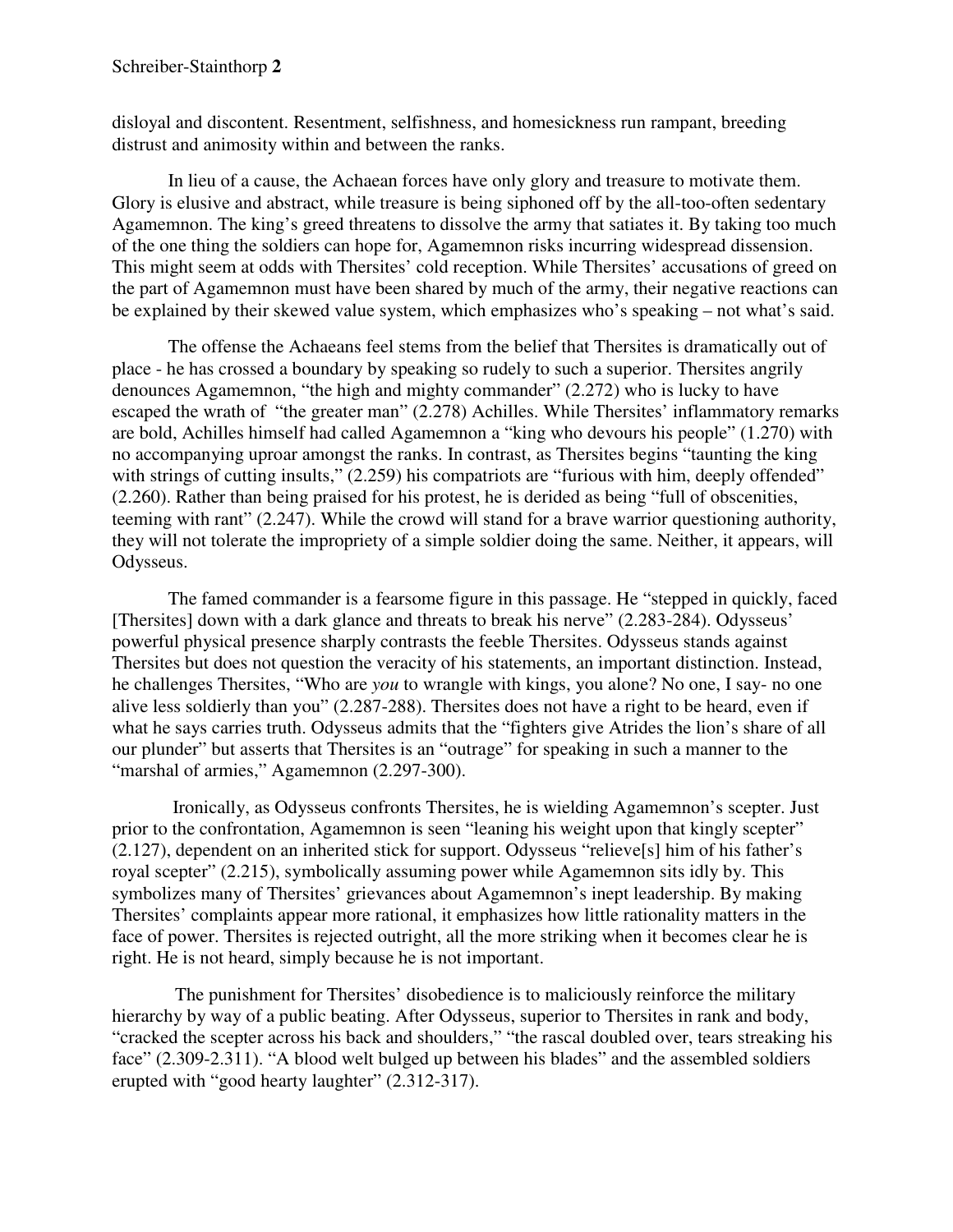disloyal and discontent. Resentment, selfishness, and homesickness run rampant, breeding distrust and animosity within and between the ranks.

In lieu of a cause, the Achaean forces have only glory and treasure to motivate them. Glory is elusive and abstract, while treasure is being siphoned off by the all-too-often sedentary Agamemnon. The king's greed threatens to dissolve the army that satiates it. By taking too much of the one thing the soldiers can hope for, Agamemnon risks incurring widespread dissension. This might seem at odds with Thersites' cold reception. While Thersites' accusations of greed on the part of Agamemnon must have been shared by much of the army, their negative reactions can be explained by their skewed value system, which emphasizes who's speaking – not what's said.

The offense the Achaeans feel stems from the belief that Thersites is dramatically out of place - he has crossed a boundary by speaking so rudely to such a superior. Thersites angrily denounces Agamemnon, "the high and mighty commander" (2.272) who is lucky to have escaped the wrath of "the greater man" (2.278) Achilles. While Thersites' inflammatory remarks are bold, Achilles himself had called Agamemnon a "king who devours his people" (1.270) with no accompanying uproar amongst the ranks. In contrast, as Thersites begins "taunting the king with strings of cutting insults," (2.259) his compatriots are "furious with him, deeply offended" (2.260). Rather than being praised for his protest, he is derided as being "full of obscenities, teeming with rant" (2.247). While the crowd will stand for a brave warrior questioning authority, they will not tolerate the impropriety of a simple soldier doing the same. Neither, it appears, will Odysseus.

The famed commander is a fearsome figure in this passage. He "stepped in quickly, faced [Thersites] down with a dark glance and threats to break his nerve" (2.283-284). Odysseus' powerful physical presence sharply contrasts the feeble Thersites. Odysseus stands against Thersites but does not question the veracity of his statements, an important distinction. Instead, he challenges Thersites, "Who are *you* to wrangle with kings, you alone? No one, I say- no one alive less soldierly than you" (2.287-288). Thersites does not have a right to be heard, even if what he says carries truth. Odysseus admits that the "fighters give Atrides the lion's share of all our plunder" but asserts that Thersites is an "outrage" for speaking in such a manner to the "marshal of armies," Agamemnon (2.297-300).

Ironically, as Odysseus confronts Thersites, he is wielding Agamemnon's scepter. Just prior to the confrontation, Agamemnon is seen "leaning his weight upon that kingly scepter" (2.127), dependent on an inherited stick for support. Odysseus "relieve[s] him of his father's royal scepter" (2.215), symbolically assuming power while Agamemnon sits idly by. This symbolizes many of Thersites' grievances about Agamemnon's inept leadership. By making Thersites' complaints appear more rational, it emphasizes how little rationality matters in the face of power. Thersites is rejected outright, all the more striking when it becomes clear he is right. He is not heard, simply because he is not important.

The punishment for Thersites' disobedience is to maliciously reinforce the military hierarchy by way of a public beating. After Odysseus, superior to Thersites in rank and body, "cracked the scepter across his back and shoulders," "the rascal doubled over, tears streaking his face" (2.309-2.311). "A blood welt bulged up between his blades" and the assembled soldiers erupted with "good hearty laughter" (2.312-317).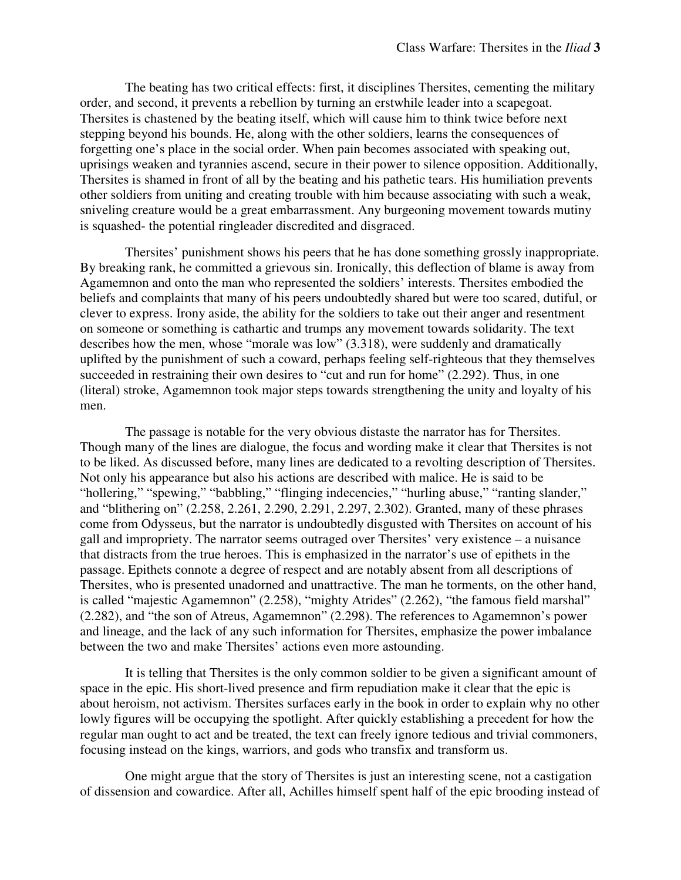The beating has two critical effects: first, it disciplines Thersites, cementing the military order, and second, it prevents a rebellion by turning an erstwhile leader into a scapegoat. Thersites is chastened by the beating itself, which will cause him to think twice before next stepping beyond his bounds. He, along with the other soldiers, learns the consequences of forgetting one's place in the social order. When pain becomes associated with speaking out, uprisings weaken and tyrannies ascend, secure in their power to silence opposition. Additionally, Thersites is shamed in front of all by the beating and his pathetic tears. His humiliation prevents other soldiers from uniting and creating trouble with him because associating with such a weak, sniveling creature would be a great embarrassment. Any burgeoning movement towards mutiny is squashed- the potential ringleader discredited and disgraced.

Thersites' punishment shows his peers that he has done something grossly inappropriate. By breaking rank, he committed a grievous sin. Ironically, this deflection of blame is away from Agamemnon and onto the man who represented the soldiers' interests. Thersites embodied the beliefs and complaints that many of his peers undoubtedly shared but were too scared, dutiful, or clever to express. Irony aside, the ability for the soldiers to take out their anger and resentment on someone or something is cathartic and trumps any movement towards solidarity. The text describes how the men, whose "morale was low" (3.318), were suddenly and dramatically uplifted by the punishment of such a coward, perhaps feeling self-righteous that they themselves succeeded in restraining their own desires to "cut and run for home" (2.292). Thus, in one (literal) stroke, Agamemnon took major steps towards strengthening the unity and loyalty of his men.

The passage is notable for the very obvious distaste the narrator has for Thersites. Though many of the lines are dialogue, the focus and wording make it clear that Thersites is not to be liked. As discussed before, many lines are dedicated to a revolting description of Thersites. Not only his appearance but also his actions are described with malice. He is said to be "hollering," "spewing," "babbling," "flinging indecencies," "hurling abuse," "ranting slander," and "blithering on" (2.258, 2.261, 2.290, 2.291, 2.297, 2.302). Granted, many of these phrases come from Odysseus, but the narrator is undoubtedly disgusted with Thersites on account of his gall and impropriety. The narrator seems outraged over Thersites' very existence – a nuisance that distracts from the true heroes. This is emphasized in the narrator's use of epithets in the passage. Epithets connote a degree of respect and are notably absent from all descriptions of Thersites, who is presented unadorned and unattractive. The man he torments, on the other hand, is called "majestic Agamemnon" (2.258), "mighty Atrides" (2.262), "the famous field marshal" (2.282), and "the son of Atreus, Agamemnon" (2.298). The references to Agamemnon's power and lineage, and the lack of any such information for Thersites, emphasize the power imbalance between the two and make Thersites' actions even more astounding.

It is telling that Thersites is the only common soldier to be given a significant amount of space in the epic. His short-lived presence and firm repudiation make it clear that the epic is about heroism, not activism. Thersites surfaces early in the book in order to explain why no other lowly figures will be occupying the spotlight. After quickly establishing a precedent for how the regular man ought to act and be treated, the text can freely ignore tedious and trivial commoners, focusing instead on the kings, warriors, and gods who transfix and transform us.

One might argue that the story of Thersites is just an interesting scene, not a castigation of dissension and cowardice. After all, Achilles himself spent half of the epic brooding instead of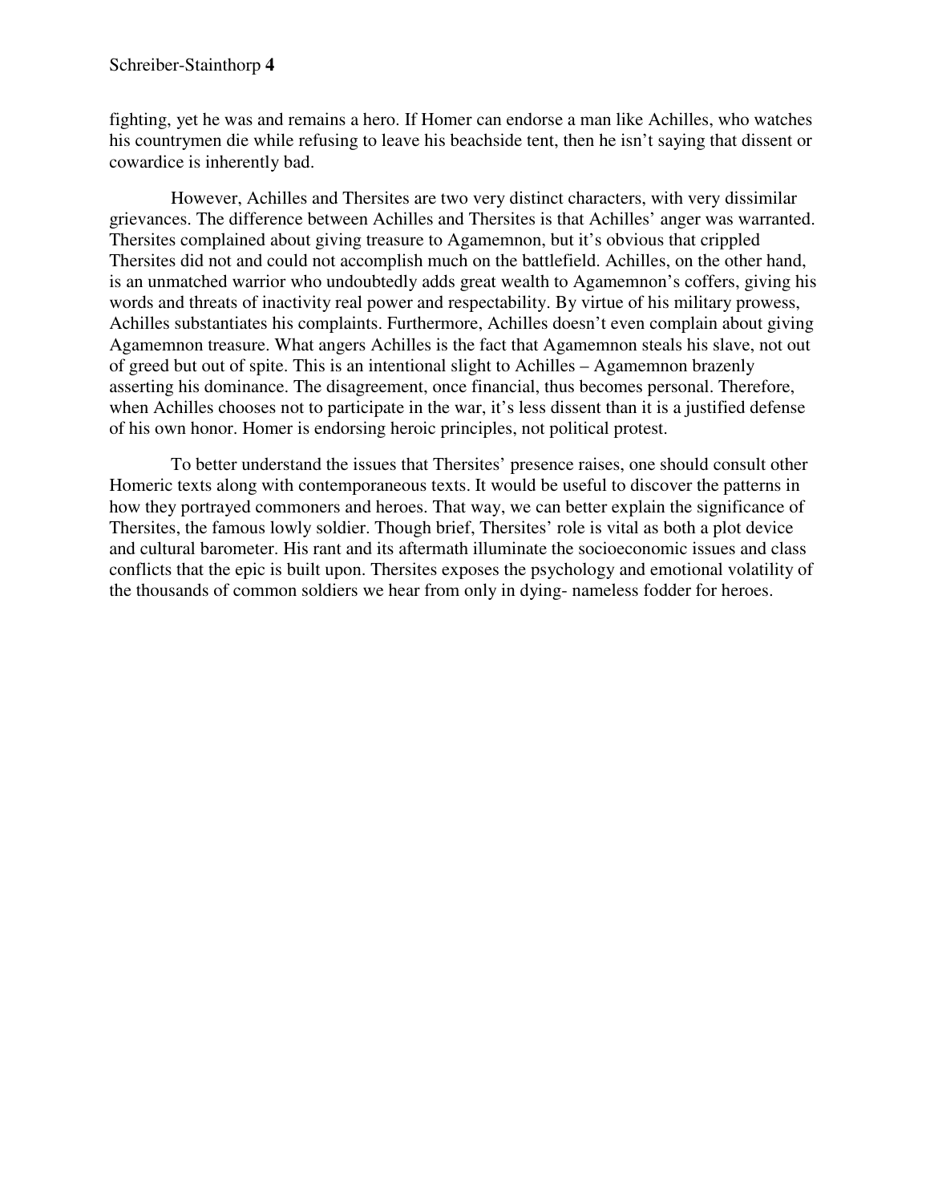fighting, yet he was and remains a hero. If Homer can endorse a man like Achilles, who watches his countrymen die while refusing to leave his beachside tent, then he isn't saying that dissent or cowardice is inherently bad.

However, Achilles and Thersites are two very distinct characters, with very dissimilar grievances. The difference between Achilles and Thersites is that Achilles' anger was warranted. Thersites complained about giving treasure to Agamemnon, but it's obvious that crippled Thersites did not and could not accomplish much on the battlefield. Achilles, on the other hand, is an unmatched warrior who undoubtedly adds great wealth to Agamemnon's coffers, giving his words and threats of inactivity real power and respectability. By virtue of his military prowess, Achilles substantiates his complaints. Furthermore, Achilles doesn't even complain about giving Agamemnon treasure. What angers Achilles is the fact that Agamemnon steals his slave, not out of greed but out of spite. This is an intentional slight to Achilles – Agamemnon brazenly asserting his dominance. The disagreement, once financial, thus becomes personal. Therefore, when Achilles chooses not to participate in the war, it's less dissent than it is a justified defense of his own honor. Homer is endorsing heroic principles, not political protest.

To better understand the issues that Thersites' presence raises, one should consult other Homeric texts along with contemporaneous texts. It would be useful to discover the patterns in how they portrayed commoners and heroes. That way, we can better explain the significance of Thersites, the famous lowly soldier. Though brief, Thersites' role is vital as both a plot device and cultural barometer. His rant and its aftermath illuminate the socioeconomic issues and class conflicts that the epic is built upon. Thersites exposes the psychology and emotional volatility of the thousands of common soldiers we hear from only in dying- nameless fodder for heroes.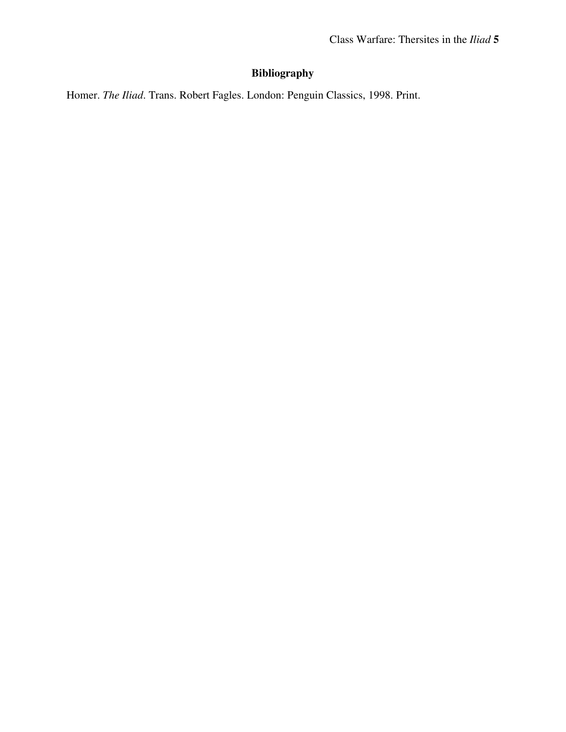## Bibliography

Homer. *The Iliad*. Trans. Robert Fagles. London: Penguin Classics, 1998. Print.